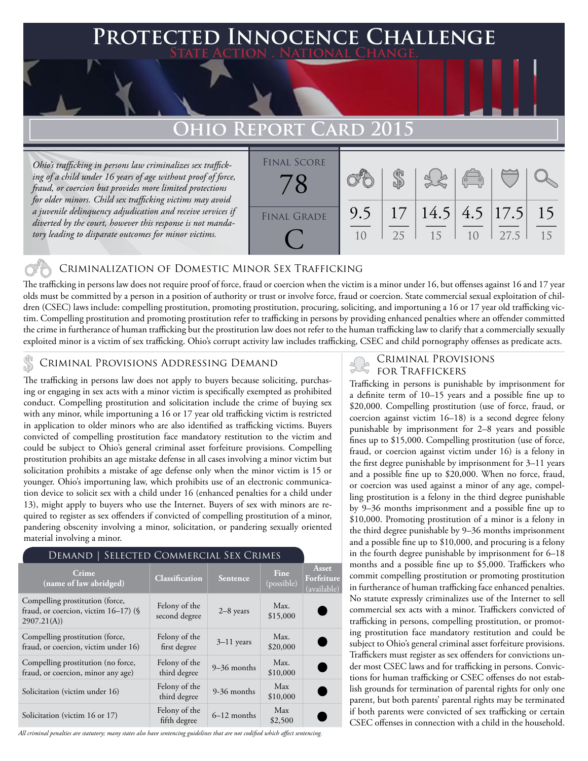# Protected Innocence Challenge

**State Action . National Change.**

## Ohio Report Card 2015

*Ohio's trafficking in persons law criminalizes sex trafficking of a child under 16 years of age without proof of force, fraud, or coercion but provides more limited protections for older minors. Child sex trafficking victims may avoid a juvenile delinquency adjudication and receive services if diverted by the court, however this response is not mandatory leading to disparate outcomes for minor victims.*

| Final Score | Criminalization of Domestic Minor Sex Trafficking | Criminal Provisions Addressing Demand | Criminal Provisions for Traffickers | Criminal Provisions for Facilitators | Protective Provisions for the Child Victims | Criminal Justice Tools for Investigation and Prosecutions |
|---|---|---|---|---|---|---|
| 78 | 9.5 / 10 | 17 / 25 | 14.5 / 15 | 4.5 / 10 | 17.5 / 27.5 | 15 / 15 |

**Final Grade: C**

### Criminalization of Domestic Minor Sex Trafficking

The trafficking in persons law does not require proof of force, fraud or coercion when the victim is a minor under 16, but offenses against 16 and 17 year olds must be committed by a person in a position of authority or trust or involve force, fraud or coercion. State commercial sexual exploitation of children (CSEC) laws include: compelling prostitution, promoting prostitution, procuring, soliciting, and importuning a 16 or 17 year old trafficking victim. Compelling prostitution and promoting prostitution refer to trafficking in persons by providing enhanced penalties where an offender committed the crime in furtherance of human trafficking but the prostitution law does not refer to the human trafficking law to clarify that a commercially sexually exploited minor is a victim of sex trafficking. Ohio's corrupt activity law includes trafficking, CSEC and child pornography offenses as predicate acts.

### Criminal Provisions Addressing Demand

The trafficking in persons law does not apply to buyers because soliciting, purchasing or engaging in sex acts with a minor victim is specifically exempted as prohibited conduct. Compelling prostitution and solicitation include the crime of buying sex with any minor, while importuning a 16 or 17 year old trafficking victim is restricted in application to older minors who are also identified as trafficking victims. Buyers convicted of compelling prostitution face mandatory restitution to the victim and could be subject to Ohio's general criminal asset forfeiture provisions. Compelling prostitution prohibits an age mistake defense in all cases involving a minor victim but solicitation prohibits a mistake of age defense only when the minor victim is 15 or younger. Ohio's importuning law, which prohibits use of an electronic communication device to solicit sex with a child under 16 (enhanced penalties for a child under 13), might apply to buyers who use the Internet. Buyers of sex with minors are required to register as sex offenders if convicted of compelling prostitution of a minor, pandering obscenity involving a minor, solicitation, or pandering sexually oriented material involving a minor.

#### Demand | Selected Commercial Sex Crimes

| Crime (name of law abridged) | Classification | Sentence | Fine (possible) | Asset Forfeiture (available) |
|---|---|---|---|---|
| Compelling prostitution (force, fraud, or coercion, victim 16–17) (§ 2907.21(A)) | Felony of the second degree | 2–8 years | Max. $15,000 | ● |
| Compelling prostitution (force, fraud, or coercion, victim under 16) | Felony of the first degree | 3–11 years | Max. $20,000 | ● |
| Compelling prostitution (no force, fraud, or coercion, minor any age) | Felony of the third degree | 9–36 months | Max. $10,000 | ● |
| Solicitation (victim under 16) | Felony of the third degree | 9-36 months | Max $10,000 | ● |
| Solicitation (victim 16 or 17) | Felony of the fifth degree | 6–12 months | Max $2,500 | ● |

*All criminal penalties are statutory; many states also have sentencing guidelines that are not codified which affect sentencing.*

### Criminal Provisions for Traffickers

Trafficking in persons is punishable by imprisonment for a definite term of 10–15 years and a possible fine up to $20,000. Compelling prostitution (use of force, fraud, or coercion against victim 16–18) is a second degree felony punishable by imprisonment for 2–8 years and possible fines up to $15,000. Compelling prostitution (use of force, fraud, or coercion against victim under 16) is a felony in the first degree punishable by imprisonment for 3–11 years and a possible fine up to $20,000. When no force, fraud, or coercion was used against a minor of any age, compelling prostitution is a felony in the third degree punishable by 9–36 months imprisonment and a possible fine up to $10,000. Promoting prostitution of a minor is a felony in the third degree punishable by 9–36 months imprisonment and a possible fine up to $10,000, and procuring is a felony in the fourth degree punishable by imprisonment for 6–18 months and a possible fine up to $5,000. Traffickers who commit compelling prostitution or promoting prostitution in furtherance of human trafficking face enhanced penalties. No statute expressly criminalizes use of the Internet to sell commercial sex acts with a minor. Traffickers convicted of trafficking in persons, compelling prostitution, or promoting prostitution face mandatory restitution and could be subject to Ohio's general criminal asset forfeiture provisions. Traffickers must register as sex offenders for convictions under most CSEC laws and for trafficking in persons. Convictions for human trafficking or CSEC offenses do not establish grounds for termination of parental rights for only one parent, but both parents' parental rights may be terminated if both parents were convicted of sex trafficking or certain CSEC offenses in connection with a child in the household.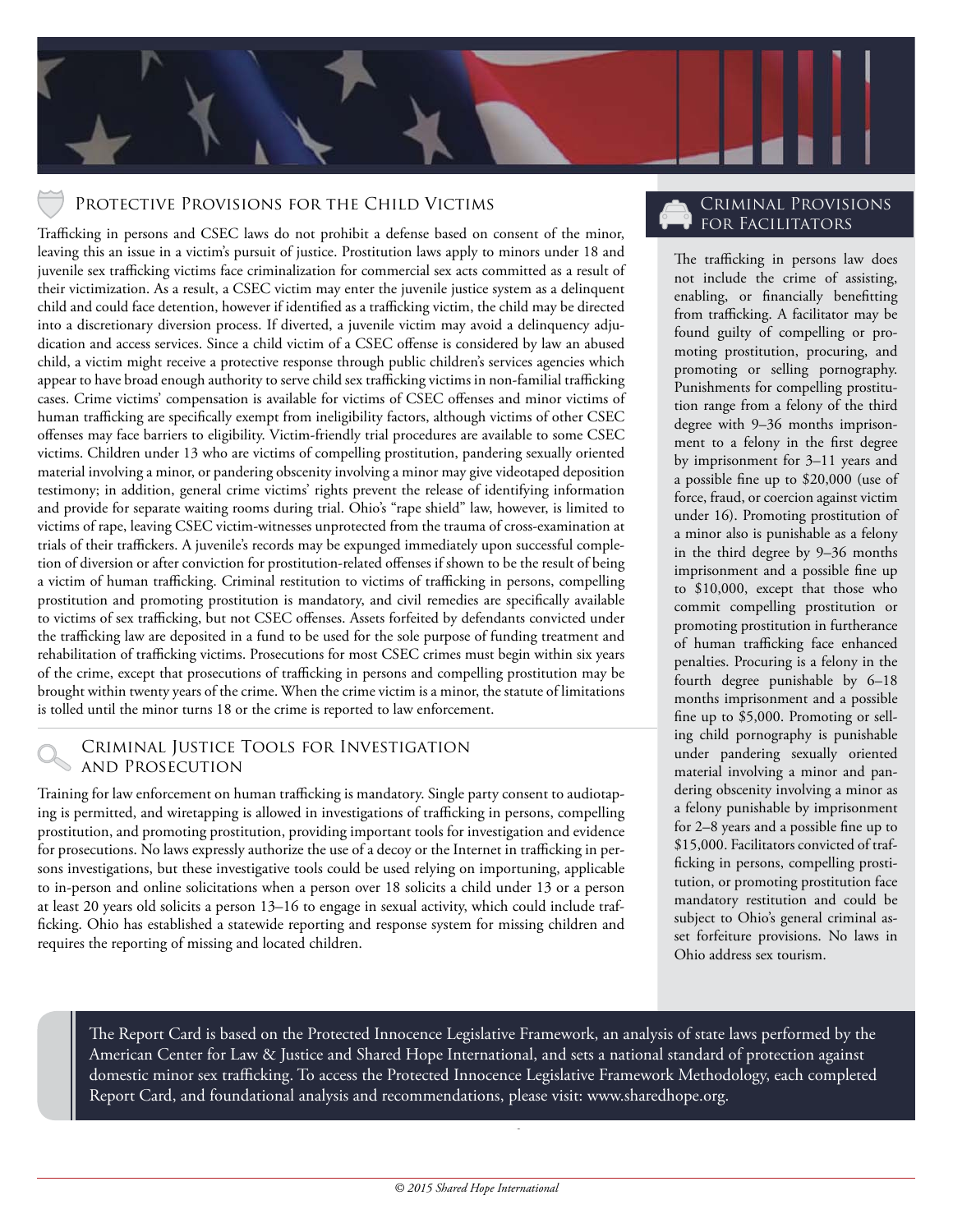## Protective Provisions for the Child Victims

Trafficking in persons and CSEC laws do not prohibit a defense based on consent of the minor, leaving this an issue in a victim's pursuit of justice. Prostitution laws apply to minors under 18 and juvenile sex trafficking victims face criminalization for commercial sex acts committed as a result of their victimization. As a result, a CSEC victim may enter the juvenile justice system as a delinquent child and could face detention, however if identified as a trafficking victim, the child may be directed into a discretionary diversion process. If diverted, a juvenile victim may avoid a delinquency adjudication and access services. Since a child victim of a CSEC offense is considered by law an abused child, a victim might receive a protective response through public children's services agencies which appear to have broad enough authority to serve child sex trafficking victims in non-familial trafficking cases. Crime victims' compensation is available for victims of CSEC offenses and minor victims of human trafficking are specifically exempt from ineligibility factors, although victims of other CSEC offenses may face barriers to eligibility. Victim-friendly trial procedures are available to some CSEC victims. Children under 13 who are victims of compelling prostitution, pandering sexually oriented material involving a minor, or pandering obscenity involving a minor may give videotaped deposition testimony; in addition, general crime victims' rights prevent the release of identifying information and provide for separate waiting rooms during trial. Ohio's "rape shield" law, however, is limited to victims of rape, leaving CSEC victim-witnesses unprotected from the trauma of cross-examination at trials of their traffickers. A juvenile's records may be expunged immediately upon successful completion of diversion or after conviction for prostitution-related offenses if shown to be the result of being a victim of human trafficking. Criminal restitution to victims of trafficking in persons, compelling prostitution and promoting prostitution is mandatory, and civil remedies are specifically available to victims of sex trafficking, but not CSEC offenses. Assets forfeited by defendants convicted under the trafficking law are deposited in a fund to be used for the sole purpose of funding treatment and rehabilitation of trafficking victims. Prosecutions for most CSEC crimes must begin within six years of the crime, except that prosecutions of trafficking in persons and compelling prostitution may be brought within twenty years of the crime. When the crime victim is a minor, the statute of limitations is tolled until the minor turns 18 or the crime is reported to law enforcement.

## Criminal Justice Tools for Investigation and Prosecution

Training for law enforcement on human trafficking is mandatory. Single party consent to audiotaping is permitted, and wiretapping is allowed in investigations of trafficking in persons, compelling prostitution, and promoting prostitution, providing important tools for investigation and evidence for prosecutions. No laws expressly authorize the use of a decoy or the Internet in trafficking in persons investigations, but these investigative tools could be used relying on importuning, applicable to in-person and online solicitations when a person over 18 solicits a child under 13 or a person at least 20 years old solicits a person 13–16 to engage in sexual activity, which could include trafficking. Ohio has established a statewide reporting and response system for missing children and requires the reporting of missing and located children.

## Criminal Provisions for Facilitators

The trafficking in persons law does not include the crime of assisting, enabling, or financially benefitting from trafficking. A facilitator may be found guilty of compelling or promoting prostitution, procuring, and promoting or selling pornography. Punishments for compelling prostitution range from a felony of the third degree with 9–36 months imprisonment to a felony in the first degree by imprisonment for 3–11 years and a possible fine up to $20,000 (use of force, fraud, or coercion against victim under 16). Promoting prostitution of a minor also is punishable as a felony in the third degree by 9–36 months imprisonment and a possible fine up to $10,000, except that those who commit compelling prostitution or promoting prostitution in furtherance of human trafficking face enhanced penalties. Procuring is a felony in the fourth degree punishable by 6–18 months imprisonment and a possible fine up to $5,000. Promoting or selling child pornography is punishable under pandering sexually oriented material involving a minor and pandering obscenity involving a minor as a felony punishable by imprisonment for 2–8 years and a possible fine up to $15,000. Facilitators convicted of trafficking in persons, compelling prostitution, or promoting prostitution face mandatory restitution and could be subject to Ohio's general criminal asset forfeiture provisions. No laws in Ohio address sex tourism.

The Report Card is based on the Protected Innocence Legislative Framework, an analysis of state laws performed by the American Center for Law & Justice and Shared Hope International, and sets a national standard of protection against domestic minor sex trafficking. To access the Protected Innocence Legislative Framework Methodology, each completed Report Card, and foundational analysis and recommendations, please visit: www.sharedhope.org.

*© 2015 Shared Hope International*